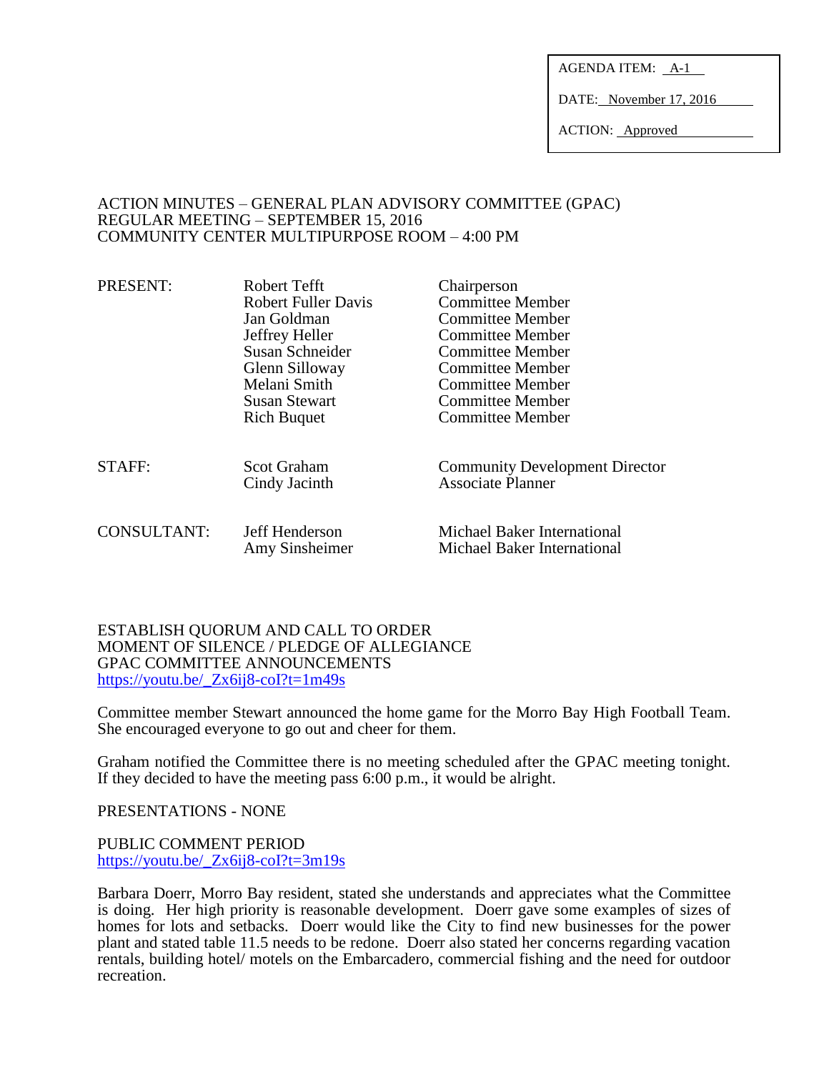AGENDA ITEM: A-1

DATE: November 17, 2016

ACTION: Approved

ACTION MINUTES – GENERAL PLAN ADVISORY COMMITTEE (GPAC)
REGULAR MEETING – SEPTEMBER 15, 2016
COMMUNITY CENTER MULTIPURPOSE ROOM – 4:00 PM

| | | |
|---|---|---|
| PRESENT: | Robert Tefft | Chairperson |
| | Robert Fuller Davis | Committee Member |
| | Jan Goldman | Committee Member |
| | Jeffrey Heller | Committee Member |
| | Susan Schneider | Committee Member |
| | Glenn Silloway | Committee Member |
| | Melani Smith | Committee Member |
| | Susan Stewart | Committee Member |
| | Rich Buquet | Committee Member |
| STAFF: | Scot Graham | Community Development Director |
| | Cindy Jacinth | Associate Planner |
| CONSULTANT: | Jeff Henderson | Michael Baker International |
| | Amy Sinsheimer | Michael Baker International |

ESTABLISH QUORUM AND CALL TO ORDER
MOMENT OF SILENCE / PLEDGE OF ALLEGIANCE
GPAC COMMITTEE ANNOUNCEMENTS
https://youtu.be/_Zx6ij8-coI?t=1m49s

Committee member Stewart announced the home game for the Morro Bay High Football Team. She encouraged everyone to go out and cheer for them.

Graham notified the Committee there is no meeting scheduled after the GPAC meeting tonight. If they decided to have the meeting pass 6:00 p.m., it would be alright.

PRESENTATIONS - NONE

PUBLIC COMMENT PERIOD
https://youtu.be/_Zx6ij8-coI?t=3m19s

Barbara Doerr, Morro Bay resident, stated she understands and appreciates what the Committee is doing. Her high priority is reasonable development. Doerr gave some examples of sizes of homes for lots and setbacks. Doerr would like the City to find new businesses for the power plant and stated table 11.5 needs to be redone. Doerr also stated her concerns regarding vacation rentals, building hotel/ motels on the Embarcadero, commercial fishing and the need for outdoor recreation.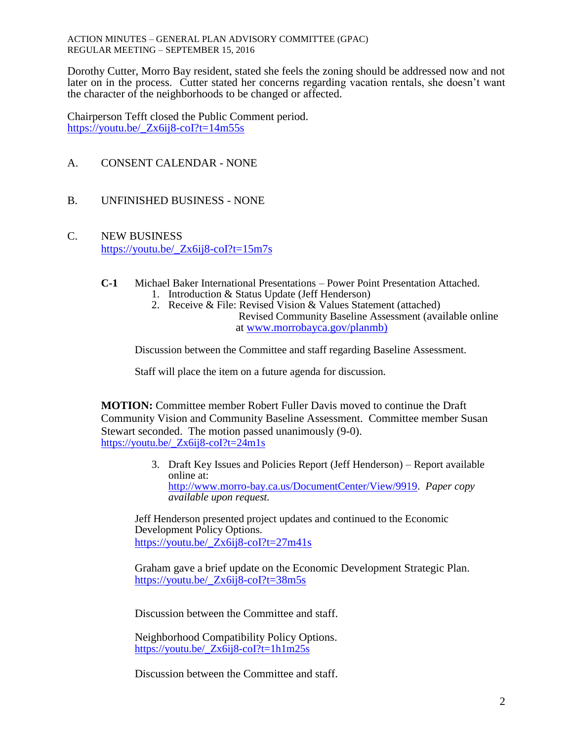Dorothy Cutter, Morro Bay resident, stated she feels the zoning should be addressed now and not later on in the process. Cutter stated her concerns regarding vacation rentals, she doesn't want the character of the neighborhoods to be changed or affected.

Chairperson Tefft closed the Public Comment period.
https://youtu.be/_Zx6ij8-coI?t=14m55s

A. CONSENT CALENDAR - NONE

B. UNFINISHED BUSINESS - NONE

C. NEW BUSINESS
https://youtu.be/_Zx6ij8-coI?t=15m7s

**C-1** Michael Baker International Presentations – Power Point Presentation Attached.

1. Introduction & Status Update (Jeff Henderson)
2. Receive & File: Revised Vision & Values Statement (attached)
   Revised Community Baseline Assessment (available online at www.morrobayca.gov/planmb)

Discussion between the Committee and staff regarding Baseline Assessment.

Staff will place the item on a future agenda for discussion.

**MOTION:** Committee member Robert Fuller Davis moved to continue the Draft Community Vision and Community Baseline Assessment. Committee member Susan Stewart seconded. The motion passed unanimously (9-0).
https://youtu.be/_Zx6ij8-coI?t=24m1s

3. Draft Key Issues and Policies Report (Jeff Henderson) – Report available online at:
   http://www.morro-bay.ca.us/DocumentCenter/View/9919. *Paper copy available upon request.*

Jeff Henderson presented project updates and continued to the Economic Development Policy Options.
https://youtu.be/_Zx6ij8-coI?t=27m41s

Graham gave a brief update on the Economic Development Strategic Plan.
https://youtu.be/_Zx6ij8-coI?t=38m5s

Discussion between the Committee and staff.

Neighborhood Compatibility Policy Options.
https://youtu.be/_Zx6ij8-coI?t=1h1m25s

Discussion between the Committee and staff.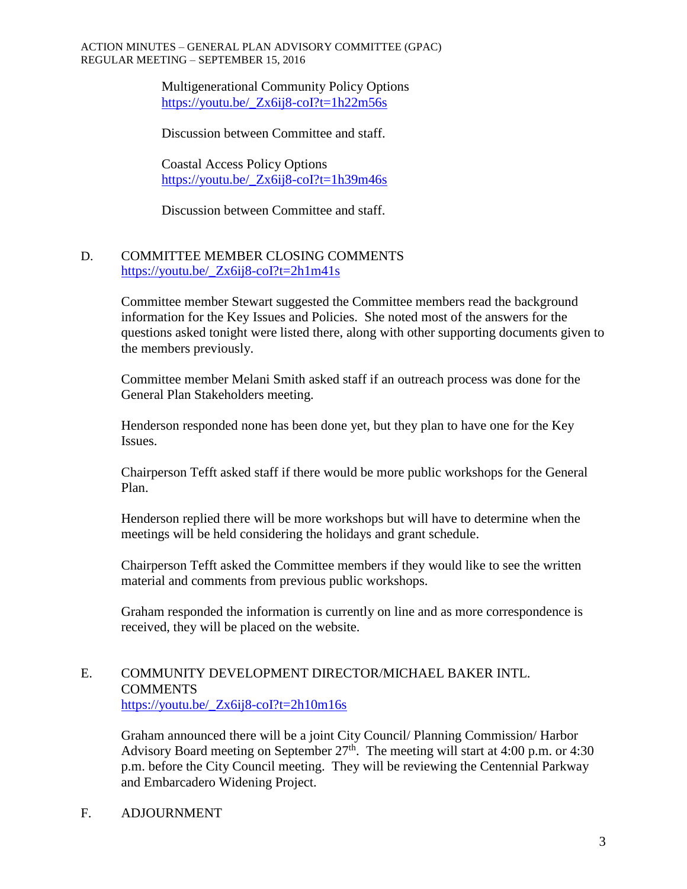Multigenerational Community Policy Options
https://youtu.be/_Zx6ij8-coI?t=1h22m56s

Discussion between Committee and staff.

Coastal Access Policy Options
https://youtu.be/_Zx6ij8-coI?t=1h39m46s

Discussion between Committee and staff.

D. COMMITTEE MEMBER CLOSING COMMENTS
https://youtu.be/_Zx6ij8-coI?t=2h1m41s

Committee member Stewart suggested the Committee members read the background information for the Key Issues and Policies. She noted most of the answers for the questions asked tonight were listed there, along with other supporting documents given to the members previously.

Committee member Melani Smith asked staff if an outreach process was done for the General Plan Stakeholders meeting.

Henderson responded none has been done yet, but they plan to have one for the Key Issues.

Chairperson Tefft asked staff if there would be more public workshops for the General Plan.

Henderson replied there will be more workshops but will have to determine when the meetings will be held considering the holidays and grant schedule.

Chairperson Tefft asked the Committee members if they would like to see the written material and comments from previous public workshops.

Graham responded the information is currently on line and as more correspondence is received, they will be placed on the website.

E. COMMUNITY DEVELOPMENT DIRECTOR/MICHAEL BAKER INTL. COMMENTS
https://youtu.be/_Zx6ij8-coI?t=2h10m16s

Graham announced there will be a joint City Council/ Planning Commission/ Harbor Advisory Board meeting on September 27th. The meeting will start at 4:00 p.m. or 4:30 p.m. before the City Council meeting. They will be reviewing the Centennial Parkway and Embarcadero Widening Project.

F. ADJOURNMENT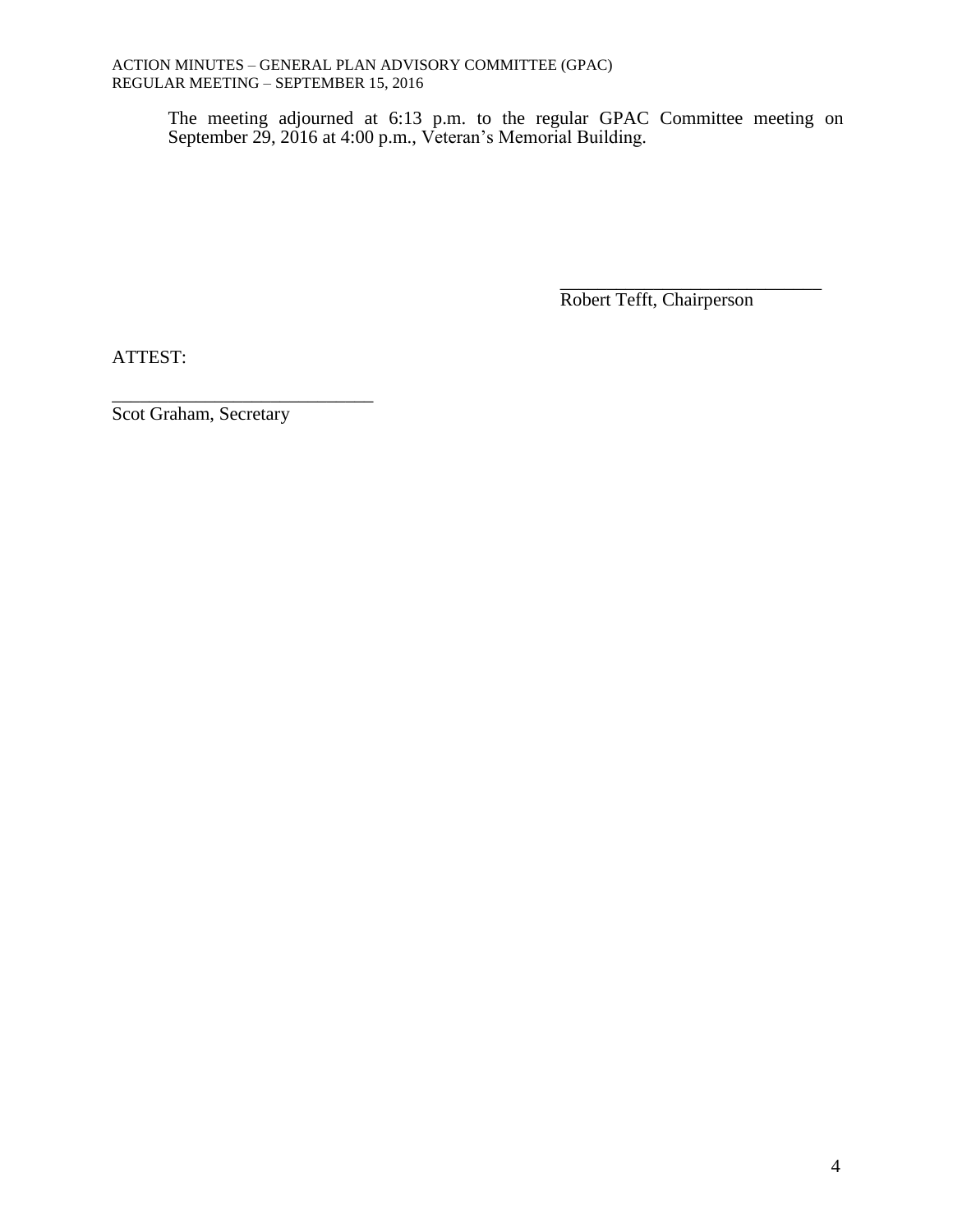The meeting adjourned at 6:13 p.m. to the regular GPAC Committee meeting on September 29, 2016 at 4:00 p.m., Veteran's Memorial Building.

\_\_\_\_\_\_\_\_\_\_\_\_\_\_\_\_\_\_\_\_\_\_\_\_\_\_\_\_\_\_
Robert Tefft, Chairperson

ATTEST:

\_\_\_\_\_\_\_\_\_\_\_\_\_\_\_\_\_\_\_\_\_\_\_\_\_\_\_\_\_\_
Scot Graham, Secretary